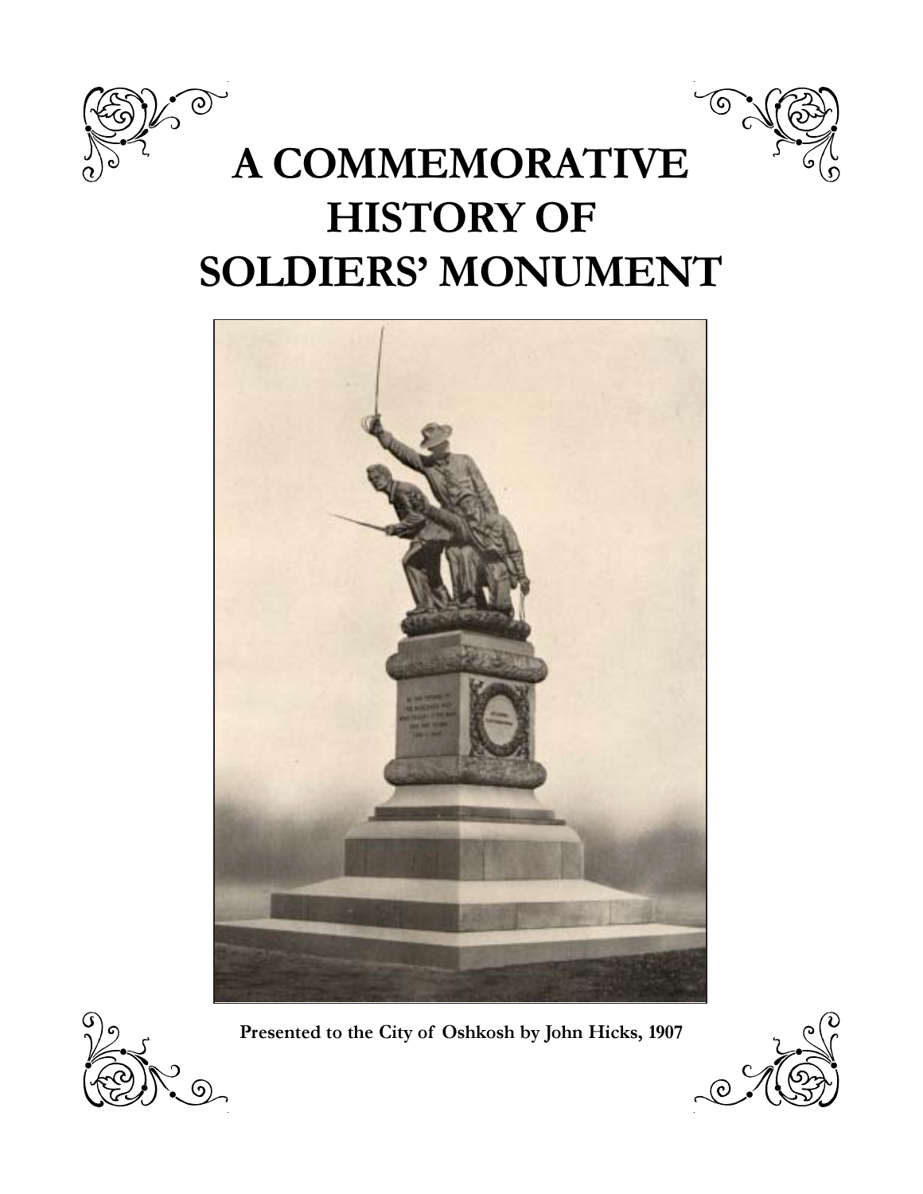# A COMMEMORATIVE HISTORY OF SOLDIERS' MONUMENT

**Presented to the City of Oshkosh by John Hicks, 1907**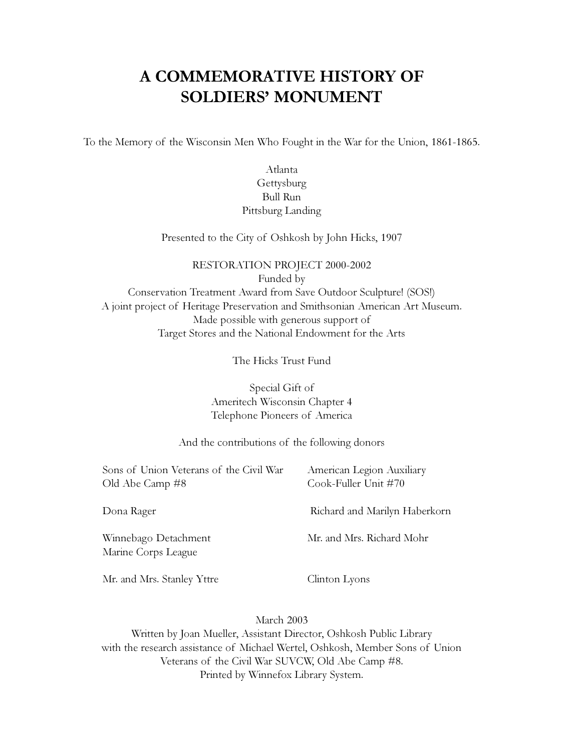# A COMMEMORATIVE HISTORY OF SOLDIERS' MONUMENT

To the Memory of the Wisconsin Men Who Fought in the War for the Union, 1861-1865.

Atlanta
Gettysburg
Bull Run
Pittsburg Landing

Presented to the City of Oshkosh by John Hicks, 1907

RESTORATION PROJECT 2000-2002
Funded by
Conservation Treatment Award from Save Outdoor Sculpture! (SOS!)
A joint project of Heritage Preservation and Smithsonian American Art Museum.
Made possible with generous support of
Target Stores and the National Endowment for the Arts

The Hicks Trust Fund

Special Gift of
Ameritech Wisconsin Chapter 4
Telephone Pioneers of America

And the contributions of the following donors

Sons of Union Veterans of the Civil War
Old Abe Camp #8

American Legion Auxiliary
Cook-Fuller Unit #70

Dona Rager

Richard and Marilyn Haberkorn

Winnebago Detachment
Marine Corps League

Mr. and Mrs. Richard Mohr

Mr. and Mrs. Stanley Yttre

Clinton Lyons

March 2003
Written by Joan Mueller, Assistant Director, Oshkosh Public Library
with the research assistance of Michael Wertel, Oshkosh, Member Sons of Union
Veterans of the Civil War SUVCW, Old Abe Camp #8.
Printed by Winnefox Library System.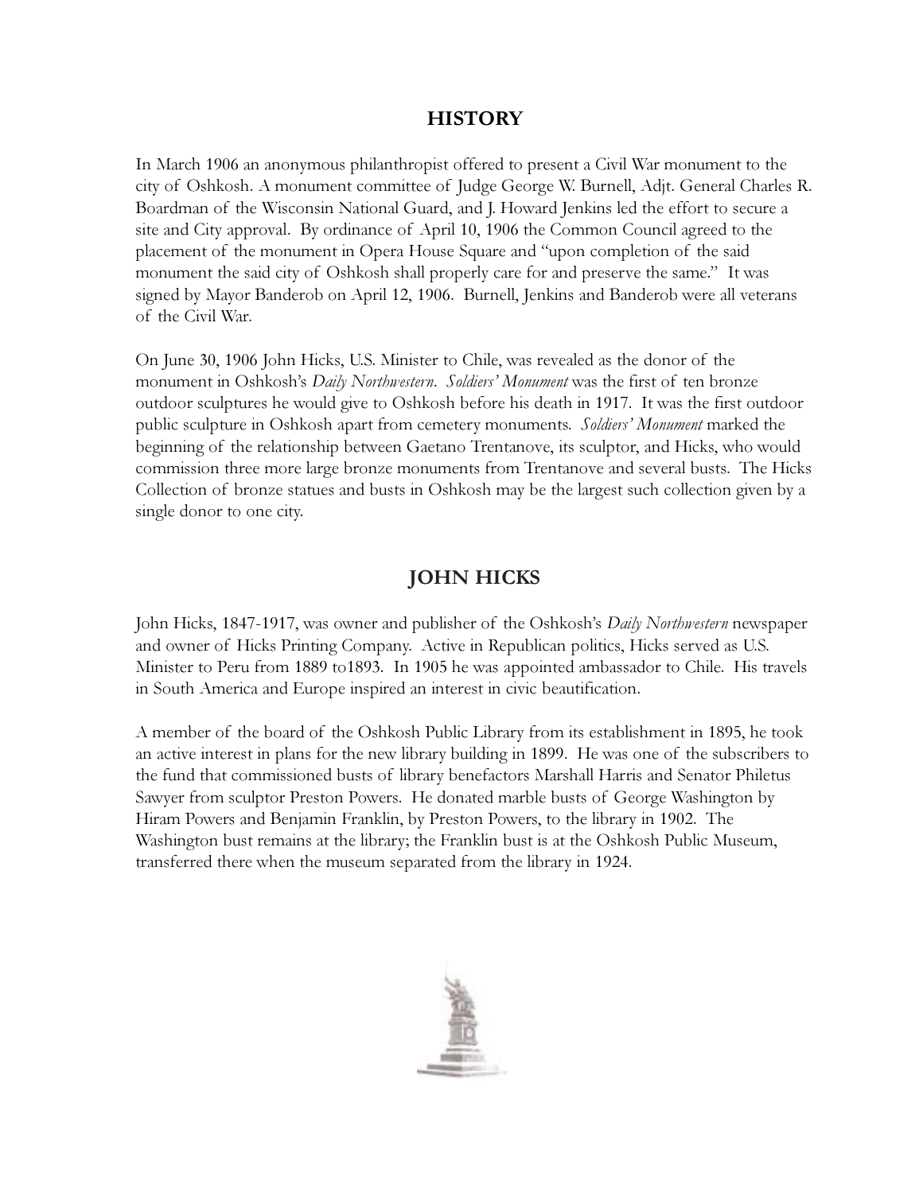## HISTORY

In March 1906 an anonymous philanthropist offered to present a Civil War monument to the city of Oshkosh. A monument committee of Judge George W. Burnell, Adjt. General Charles R. Boardman of the Wisconsin National Guard, and J. Howard Jenkins led the effort to secure a site and City approval. By ordinance of April 10, 1906 the Common Council agreed to the placement of the monument in Opera House Square and "upon completion of the said monument the said city of Oshkosh shall properly care for and preserve the same." It was signed by Mayor Banderob on April 12, 1906. Burnell, Jenkins and Banderob were all veterans of the Civil War.

On June 30, 1906 John Hicks, U.S. Minister to Chile, was revealed as the donor of the monument in Oshkosh's *Daily Northwestern*. *Soldiers' Monument* was the first of ten bronze outdoor sculptures he would give to Oshkosh before his death in 1917. It was the first outdoor public sculpture in Oshkosh apart from cemetery monuments. *Soldiers' Monument* marked the beginning of the relationship between Gaetano Trentanove, its sculptor, and Hicks, who would commission three more large bronze monuments from Trentanove and several busts. The Hicks Collection of bronze statues and busts in Oshkosh may be the largest such collection given by a single donor to one city.

## JOHN HICKS

John Hicks, 1847-1917, was owner and publisher of the Oshkosh's *Daily Northwestern* newspaper and owner of Hicks Printing Company. Active in Republican politics, Hicks served as U.S. Minister to Peru from 1889 to1893. In 1905 he was appointed ambassador to Chile. His travels in South America and Europe inspired an interest in civic beautification.

A member of the board of the Oshkosh Public Library from its establishment in 1895, he took an active interest in plans for the new library building in 1899. He was one of the subscribers to the fund that commissioned busts of library benefactors Marshall Harris and Senator Philetus Sawyer from sculptor Preston Powers. He donated marble busts of George Washington by Hiram Powers and Benjamin Franklin, by Preston Powers, to the library in 1902. The Washington bust remains at the library; the Franklin bust is at the Oshkosh Public Museum, transferred there when the museum separated from the library in 1924.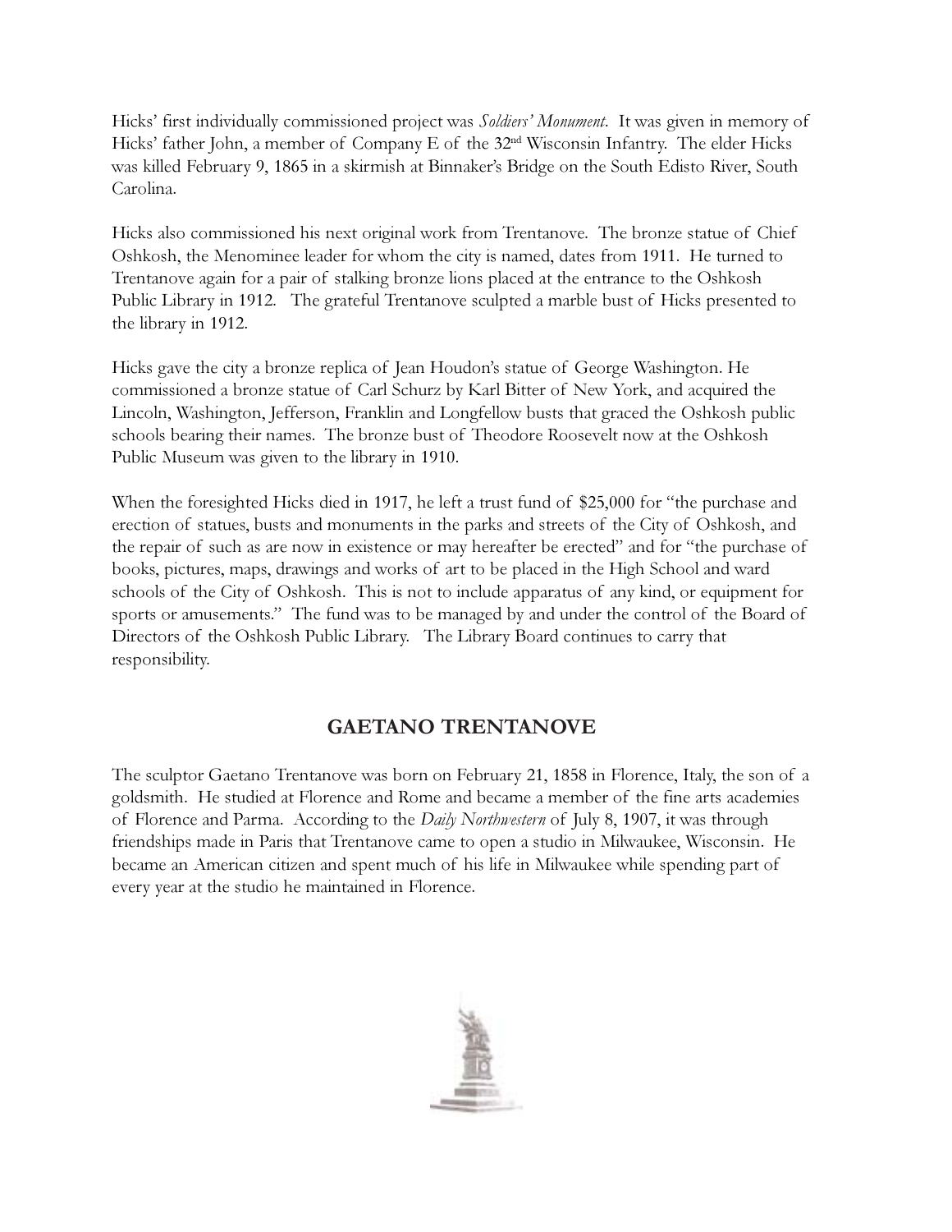Hicks' first individually commissioned project was *Soldiers' Monument*. It was given in memory of Hicks' father John, a member of Company E of the 32nd Wisconsin Infantry. The elder Hicks was killed February 9, 1865 in a skirmish at Binnaker's Bridge on the South Edisto River, South Carolina.

Hicks also commissioned his next original work from Trentanove. The bronze statue of Chief Oshkosh, the Menominee leader for whom the city is named, dates from 1911. He turned to Trentanove again for a pair of stalking bronze lions placed at the entrance to the Oshkosh Public Library in 1912. The grateful Trentanove sculpted a marble bust of Hicks presented to the library in 1912.

Hicks gave the city a bronze replica of Jean Houdon's statue of George Washington. He commissioned a bronze statue of Carl Schurz by Karl Bitter of New York, and acquired the Lincoln, Washington, Jefferson, Franklin and Longfellow busts that graced the Oshkosh public schools bearing their names. The bronze bust of Theodore Roosevelt now at the Oshkosh Public Museum was given to the library in 1910.

When the foresighted Hicks died in 1917, he left a trust fund of $25,000 for "the purchase and erection of statues, busts and monuments in the parks and streets of the City of Oshkosh, and the repair of such as are now in existence or may hereafter be erected" and for "the purchase of books, pictures, maps, drawings and works of art to be placed in the High School and ward schools of the City of Oshkosh. This is not to include apparatus of any kind, or equipment for sports or amusements." The fund was to be managed by and under the control of the Board of Directors of the Oshkosh Public Library. The Library Board continues to carry that responsibility.

## GAETANO TRENTANOVE

The sculptor Gaetano Trentanove was born on February 21, 1858 in Florence, Italy, the son of a goldsmith. He studied at Florence and Rome and became a member of the fine arts academies of Florence and Parma. According to the *Daily Northwestern* of July 8, 1907, it was through friendships made in Paris that Trentanove came to open a studio in Milwaukee, Wisconsin. He became an American citizen and spent much of his life in Milwaukee while spending part of every year at the studio he maintained in Florence.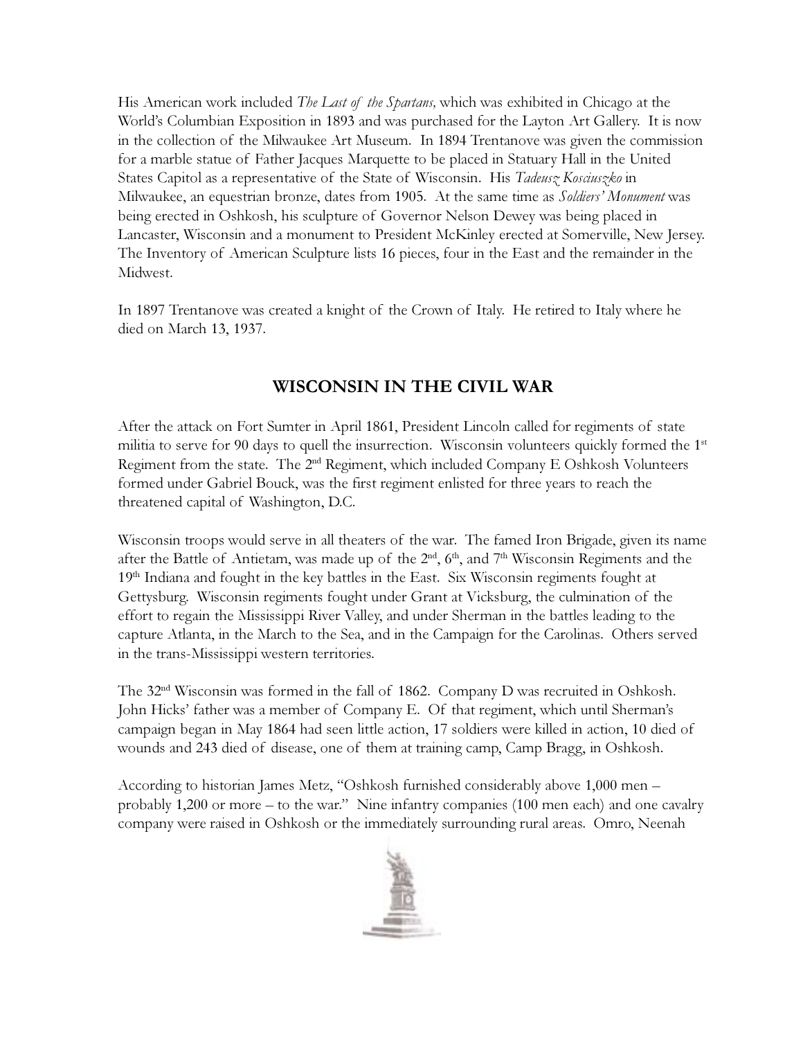His American work included *The Last of the Spartans,* which was exhibited in Chicago at the World's Columbian Exposition in 1893 and was purchased for the Layton Art Gallery. It is now in the collection of the Milwaukee Art Museum. In 1894 Trentanove was given the commission for a marble statue of Father Jacques Marquette to be placed in Statuary Hall in the United States Capitol as a representative of the State of Wisconsin. His *Tadeusz Kosciuszko* in Milwaukee, an equestrian bronze, dates from 1905. At the same time as *Soldiers' Monument* was being erected in Oshkosh, his sculpture of Governor Nelson Dewey was being placed in Lancaster, Wisconsin and a monument to President McKinley erected at Somerville, New Jersey. The Inventory of American Sculpture lists 16 pieces, four in the East and the remainder in the Midwest.

In 1897 Trentanove was created a knight of the Crown of Italy. He retired to Italy where he died on March 13, 1937.

## WISCONSIN IN THE CIVIL WAR

After the attack on Fort Sumter in April 1861, President Lincoln called for regiments of state militia to serve for 90 days to quell the insurrection. Wisconsin volunteers quickly formed the 1st Regiment from the state. The 2nd Regiment, which included Company E Oshkosh Volunteers formed under Gabriel Bouck, was the first regiment enlisted for three years to reach the threatened capital of Washington, D.C.

Wisconsin troops would serve in all theaters of the war. The famed Iron Brigade, given its name after the Battle of Antietam, was made up of the 2nd, 6th, and 7th Wisconsin Regiments and the 19th Indiana and fought in the key battles in the East. Six Wisconsin regiments fought at Gettysburg. Wisconsin regiments fought under Grant at Vicksburg, the culmination of the effort to regain the Mississippi River Valley, and under Sherman in the battles leading to the capture Atlanta, in the March to the Sea, and in the Campaign for the Carolinas. Others served in the trans-Mississippi western territories.

The 32nd Wisconsin was formed in the fall of 1862. Company D was recruited in Oshkosh. John Hicks' father was a member of Company E. Of that regiment, which until Sherman's campaign began in May 1864 had seen little action, 17 soldiers were killed in action, 10 died of wounds and 243 died of disease, one of them at training camp, Camp Bragg, in Oshkosh.

According to historian James Metz, "Oshkosh furnished considerably above 1,000 men – probably 1,200 or more – to the war." Nine infantry companies (100 men each) and one cavalry company were raised in Oshkosh or the immediately surrounding rural areas. Omro, Neenah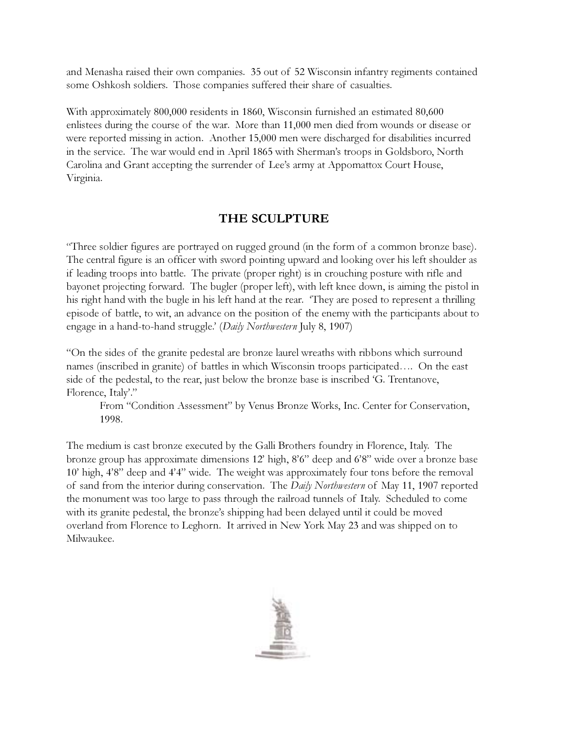and Menasha raised their own companies. 35 out of 52 Wisconsin infantry regiments contained some Oshkosh soldiers. Those companies suffered their share of casualties.

With approximately 800,000 residents in 1860, Wisconsin furnished an estimated 80,600 enlistees during the course of the war. More than 11,000 men died from wounds or disease or were reported missing in action. Another 15,000 men were discharged for disabilities incurred in the service. The war would end in April 1865 with Sherman's troops in Goldsboro, North Carolina and Grant accepting the surrender of Lee's army at Appomattox Court House, Virginia.

## THE SCULPTURE

"Three soldier figures are portrayed on rugged ground (in the form of a common bronze base). The central figure is an officer with sword pointing upward and looking over his left shoulder as if leading troops into battle. The private (proper right) is in crouching posture with rifle and bayonet projecting forward. The bugler (proper left), with left knee down, is aiming the pistol in his right hand with the bugle in his left hand at the rear. 'They are posed to represent a thrilling episode of battle, to wit, an advance on the position of the enemy with the participants about to engage in a hand-to-hand struggle.' (*Daily Northwestern* July 8, 1907)

"On the sides of the granite pedestal are bronze laurel wreaths with ribbons which surround names (inscribed in granite) of battles in which Wisconsin troops participated…. On the east side of the pedestal, to the rear, just below the bronze base is inscribed 'G. Trentanove, Florence, Italy'."

> From "Condition Assessment" by Venus Bronze Works, Inc. Center for Conservation, 1998.

The medium is cast bronze executed by the Galli Brothers foundry in Florence, Italy. The bronze group has approximate dimensions 12' high, 8'6" deep and 6'8" wide over a bronze base 10' high, 4'8" deep and 4'4" wide. The weight was approximately four tons before the removal of sand from the interior during conservation. The *Daily Northwestern* of May 11, 1907 reported the monument was too large to pass through the railroad tunnels of Italy. Scheduled to come with its granite pedestal, the bronze's shipping had been delayed until it could be moved overland from Florence to Leghorn. It arrived in New York May 23 and was shipped on to Milwaukee.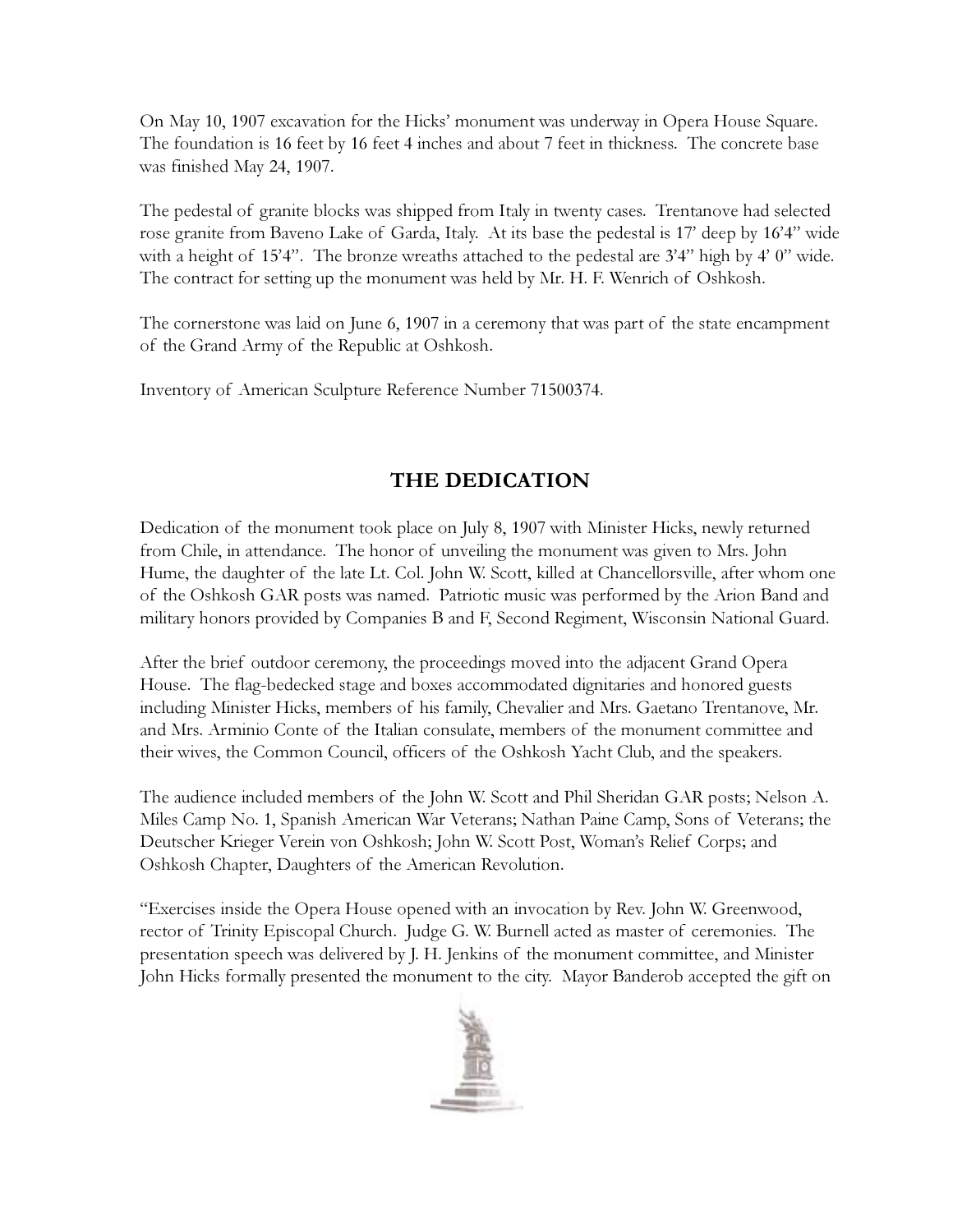On May 10, 1907 excavation for the Hicks' monument was underway in Opera House Square. The foundation is 16 feet by 16 feet 4 inches and about 7 feet in thickness. The concrete base was finished May 24, 1907.

The pedestal of granite blocks was shipped from Italy in twenty cases. Trentanove had selected rose granite from Baveno Lake of Garda, Italy. At its base the pedestal is 17' deep by 16'4" wide with a height of 15'4". The bronze wreaths attached to the pedestal are 3'4" high by 4' 0" wide. The contract for setting up the monument was held by Mr. H. F. Wenrich of Oshkosh.

The cornerstone was laid on June 6, 1907 in a ceremony that was part of the state encampment of the Grand Army of the Republic at Oshkosh.

Inventory of American Sculpture Reference Number 71500374.

## THE DEDICATION

Dedication of the monument took place on July 8, 1907 with Minister Hicks, newly returned from Chile, in attendance. The honor of unveiling the monument was given to Mrs. John Hume, the daughter of the late Lt. Col. John W. Scott, killed at Chancellorsville, after whom one of the Oshkosh GAR posts was named. Patriotic music was performed by the Arion Band and military honors provided by Companies B and F, Second Regiment, Wisconsin National Guard.

After the brief outdoor ceremony, the proceedings moved into the adjacent Grand Opera House. The flag-bedecked stage and boxes accommodated dignitaries and honored guests including Minister Hicks, members of his family, Chevalier and Mrs. Gaetano Trentanove, Mr. and Mrs. Arminio Conte of the Italian consulate, members of the monument committee and their wives, the Common Council, officers of the Oshkosh Yacht Club, and the speakers.

The audience included members of the John W. Scott and Phil Sheridan GAR posts; Nelson A. Miles Camp No. 1, Spanish American War Veterans; Nathan Paine Camp, Sons of Veterans; the Deutscher Krieger Verein von Oshkosh; John W. Scott Post, Woman's Relief Corps; and Oshkosh Chapter, Daughters of the American Revolution.

"Exercises inside the Opera House opened with an invocation by Rev. John W. Greenwood, rector of Trinity Episcopal Church. Judge G. W. Burnell acted as master of ceremonies. The presentation speech was delivered by J. H. Jenkins of the monument committee, and Minister John Hicks formally presented the monument to the city. Mayor Banderob accepted the gift on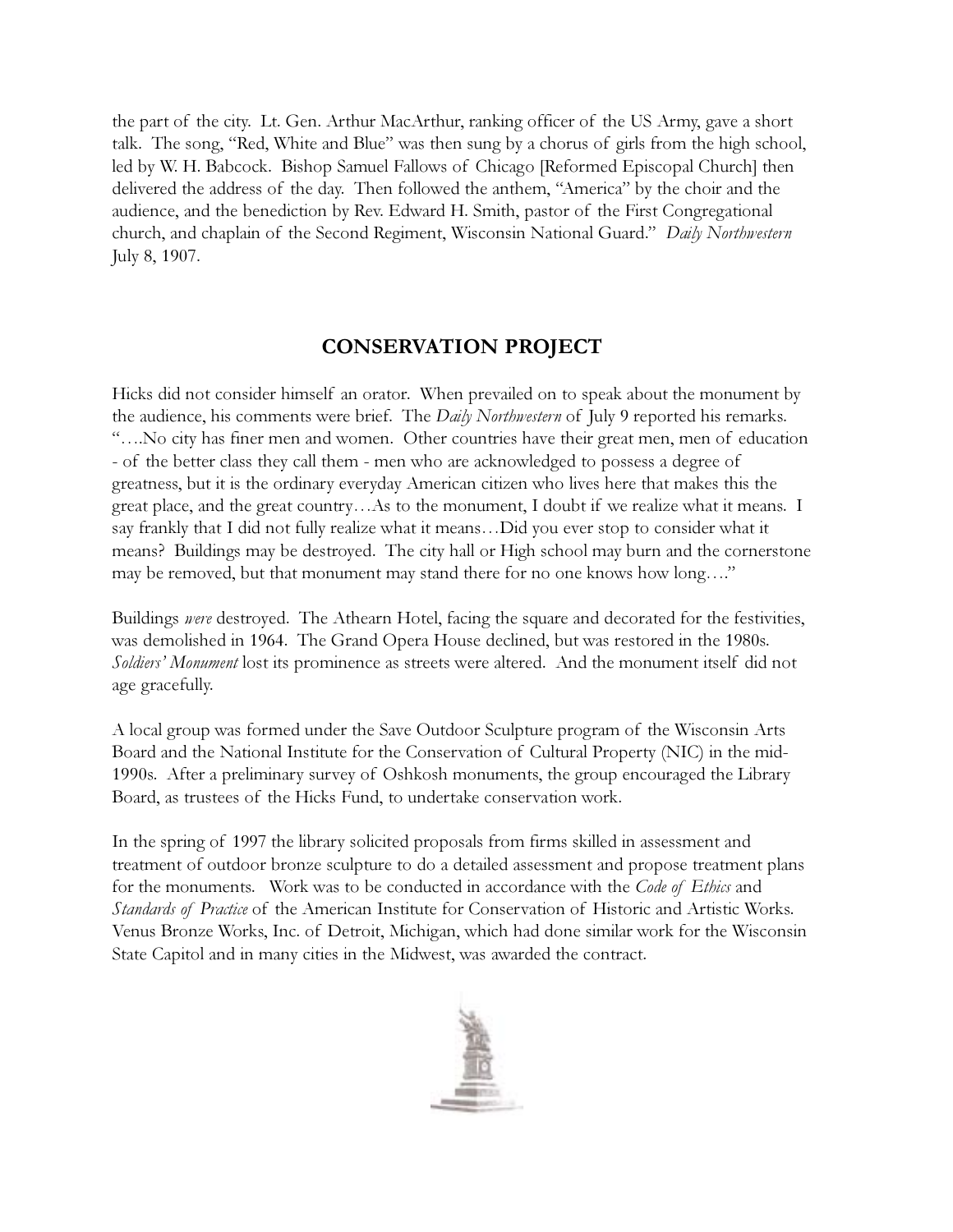the part of the city. Lt. Gen. Arthur MacArthur, ranking officer of the US Army, gave a short talk. The song, "Red, White and Blue" was then sung by a chorus of girls from the high school, led by W. H. Babcock. Bishop Samuel Fallows of Chicago [Reformed Episcopal Church] then delivered the address of the day. Then followed the anthem, "America" by the choir and the audience, and the benediction by Rev. Edward H. Smith, pastor of the First Congregational church, and chaplain of the Second Regiment, Wisconsin National Guard." *Daily Northwestern* July 8, 1907.

## CONSERVATION PROJECT

Hicks did not consider himself an orator. When prevailed on to speak about the monument by the audience, his comments were brief. The *Daily Northwestern* of July 9 reported his remarks. "….No city has finer men and women. Other countries have their great men, men of education - of the better class they call them - men who are acknowledged to possess a degree of greatness, but it is the ordinary everyday American citizen who lives here that makes this the great place, and the great country…As to the monument, I doubt if we realize what it means. I say frankly that I did not fully realize what it means…Did you ever stop to consider what it means? Buildings may be destroyed. The city hall or High school may burn and the cornerstone may be removed, but that monument may stand there for no one knows how long…."

Buildings *were* destroyed. The Athearn Hotel, facing the square and decorated for the festivities, was demolished in 1964. The Grand Opera House declined, but was restored in the 1980s. *Soldiers' Monument* lost its prominence as streets were altered. And the monument itself did not age gracefully.

A local group was formed under the Save Outdoor Sculpture program of the Wisconsin Arts Board and the National Institute for the Conservation of Cultural Property (NIC) in the mid-1990s. After a preliminary survey of Oshkosh monuments, the group encouraged the Library Board, as trustees of the Hicks Fund, to undertake conservation work.

In the spring of 1997 the library solicited proposals from firms skilled in assessment and treatment of outdoor bronze sculpture to do a detailed assessment and propose treatment plans for the monuments. Work was to be conducted in accordance with the *Code of Ethics* and *Standards of Practice* of the American Institute for Conservation of Historic and Artistic Works. Venus Bronze Works, Inc. of Detroit, Michigan, which had done similar work for the Wisconsin State Capitol and in many cities in the Midwest, was awarded the contract.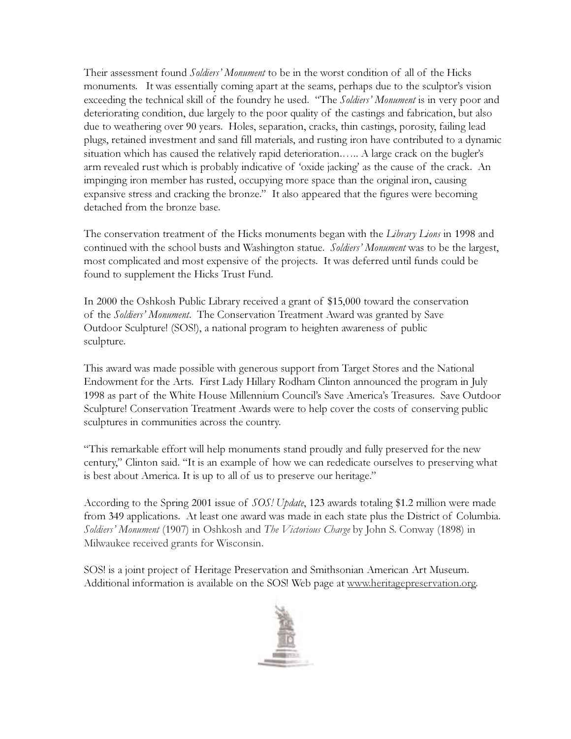Their assessment found *Soldiers' Monument* to be in the worst condition of all of the Hicks monuments. It was essentially coming apart at the seams, perhaps due to the sculptor's vision exceeding the technical skill of the foundry he used. "The *Soldiers' Monument* is in very poor and deteriorating condition, due largely to the poor quality of the castings and fabrication, but also due to weathering over 90 years. Holes, separation, cracks, thin castings, porosity, failing lead plugs, retained investment and sand fill materials, and rusting iron have contributed to a dynamic situation which has caused the relatively rapid deterioration…... A large crack on the bugler's arm revealed rust which is probably indicative of 'oxide jacking' as the cause of the crack. An impinging iron member has rusted, occupying more space than the original iron, causing expansive stress and cracking the bronze." It also appeared that the figures were becoming detached from the bronze base.

The conservation treatment of the Hicks monuments began with the *Library Lions* in 1998 and continued with the school busts and Washington statue. *Soldiers' Monument* was to be the largest, most complicated and most expensive of the projects. It was deferred until funds could be found to supplement the Hicks Trust Fund.

In 2000 the Oshkosh Public Library received a grant of $15,000 toward the conservation of the *Soldiers' Monument*. The Conservation Treatment Award was granted by Save Outdoor Sculpture! (SOS!), a national program to heighten awareness of public sculpture.

This award was made possible with generous support from Target Stores and the National Endowment for the Arts. First Lady Hillary Rodham Clinton announced the program in July 1998 as part of the White House Millennium Council's Save America's Treasures. Save Outdoor Sculpture! Conservation Treatment Awards were to help cover the costs of conserving public sculptures in communities across the country.

"This remarkable effort will help monuments stand proudly and fully preserved for the new century," Clinton said. "It is an example of how we can rededicate ourselves to preserving what is best about America. It is up to all of us to preserve our heritage."

According to the Spring 2001 issue of *SOS! Update*, 123 awards totaling $1.2 million were made from 349 applications. At least one award was made in each state plus the District of Columbia. *Soldiers' Monument* (1907) in Oshkosh and *The Victorious Charge* by John S. Conway (1898) in Milwaukee received grants for Wisconsin.

SOS! is a joint project of Heritage Preservation and Smithsonian American Art Museum. Additional information is available on the SOS! Web page at www.heritagepreservation.org.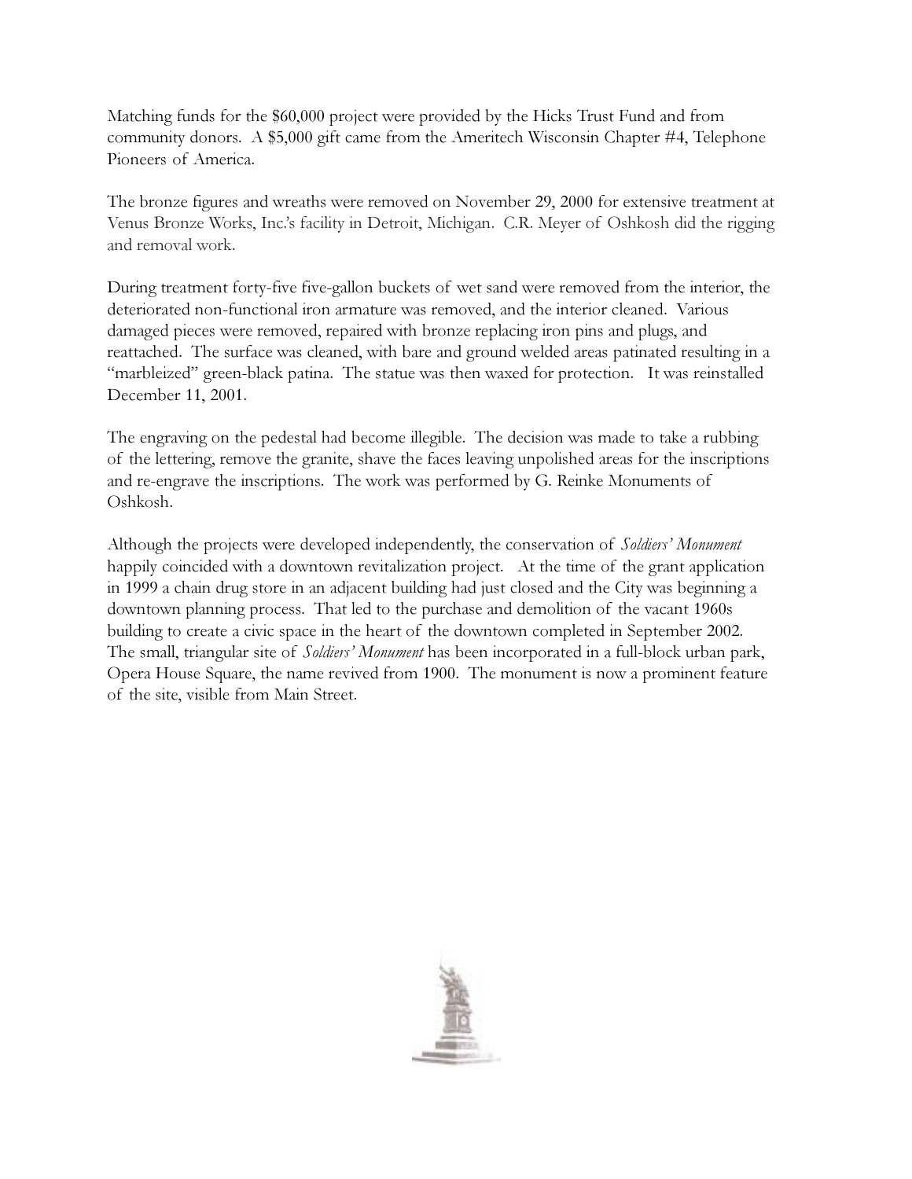Matching funds for the $60,000 project were provided by the Hicks Trust Fund and from community donors. A $5,000 gift came from the Ameritech Wisconsin Chapter #4, Telephone Pioneers of America.

The bronze figures and wreaths were removed on November 29, 2000 for extensive treatment at Venus Bronze Works, Inc.'s facility in Detroit, Michigan. C.R. Meyer of Oshkosh did the rigging and removal work.

During treatment forty-five five-gallon buckets of wet sand were removed from the interior, the deteriorated non-functional iron armature was removed, and the interior cleaned. Various damaged pieces were removed, repaired with bronze replacing iron pins and plugs, and reattached. The surface was cleaned, with bare and ground welded areas patinated resulting in a "marbleized" green-black patina. The statue was then waxed for protection. It was reinstalled December 11, 2001.

The engraving on the pedestal had become illegible. The decision was made to take a rubbing of the lettering, remove the granite, shave the faces leaving unpolished areas for the inscriptions and re-engrave the inscriptions. The work was performed by G. Reinke Monuments of Oshkosh.

Although the projects were developed independently, the conservation of *Soldiers' Monument* happily coincided with a downtown revitalization project. At the time of the grant application in 1999 a chain drug store in an adjacent building had just closed and the City was beginning a downtown planning process. That led to the purchase and demolition of the vacant 1960s building to create a civic space in the heart of the downtown completed in September 2002. The small, triangular site of *Soldiers' Monument* has been incorporated in a full-block urban park, Opera House Square, the name revived from 1900. The monument is now a prominent feature of the site, visible from Main Street.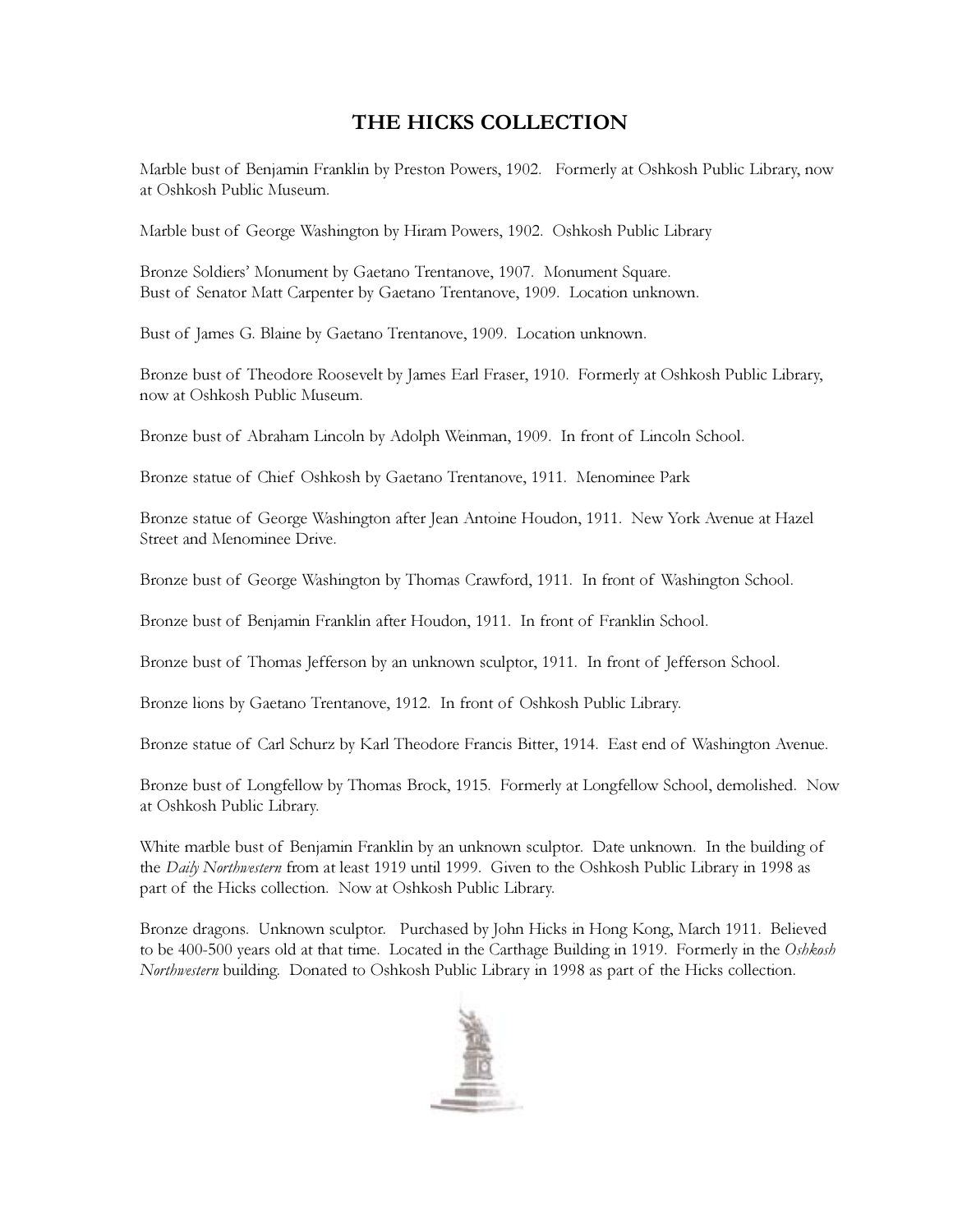# THE HICKS COLLECTION

Marble bust of Benjamin Franklin by Preston Powers, 1902. Formerly at Oshkosh Public Library, now at Oshkosh Public Museum.

Marble bust of George Washington by Hiram Powers, 1902. Oshkosh Public Library

Bronze Soldiers' Monument by Gaetano Trentanove, 1907. Monument Square.
Bust of Senator Matt Carpenter by Gaetano Trentanove, 1909. Location unknown.

Bust of James G. Blaine by Gaetano Trentanove, 1909. Location unknown.

Bronze bust of Theodore Roosevelt by James Earl Fraser, 1910. Formerly at Oshkosh Public Library, now at Oshkosh Public Museum.

Bronze bust of Abraham Lincoln by Adolph Weinman, 1909. In front of Lincoln School.

Bronze statue of Chief Oshkosh by Gaetano Trentanove, 1911. Menominee Park

Bronze statue of George Washington after Jean Antoine Houdon, 1911. New York Avenue at Hazel Street and Menominee Drive.

Bronze bust of George Washington by Thomas Crawford, 1911. In front of Washington School.

Bronze bust of Benjamin Franklin after Houdon, 1911. In front of Franklin School.

Bronze bust of Thomas Jefferson by an unknown sculptor, 1911. In front of Jefferson School.

Bronze lions by Gaetano Trentanove, 1912. In front of Oshkosh Public Library.

Bronze statue of Carl Schurz by Karl Theodore Francis Bitter, 1914. East end of Washington Avenue.

Bronze bust of Longfellow by Thomas Brock, 1915. Formerly at Longfellow School, demolished. Now at Oshkosh Public Library.

White marble bust of Benjamin Franklin by an unknown sculptor. Date unknown. In the building of the *Daily Northwestern* from at least 1919 until 1999. Given to the Oshkosh Public Library in 1998 as part of the Hicks collection. Now at Oshkosh Public Library.

Bronze dragons. Unknown sculptor. Purchased by John Hicks in Hong Kong, March 1911. Believed to be 400-500 years old at that time. Located in the Carthage Building in 1919. Formerly in the *Oshkosh Northwestern* building. Donated to Oshkosh Public Library in 1998 as part of the Hicks collection.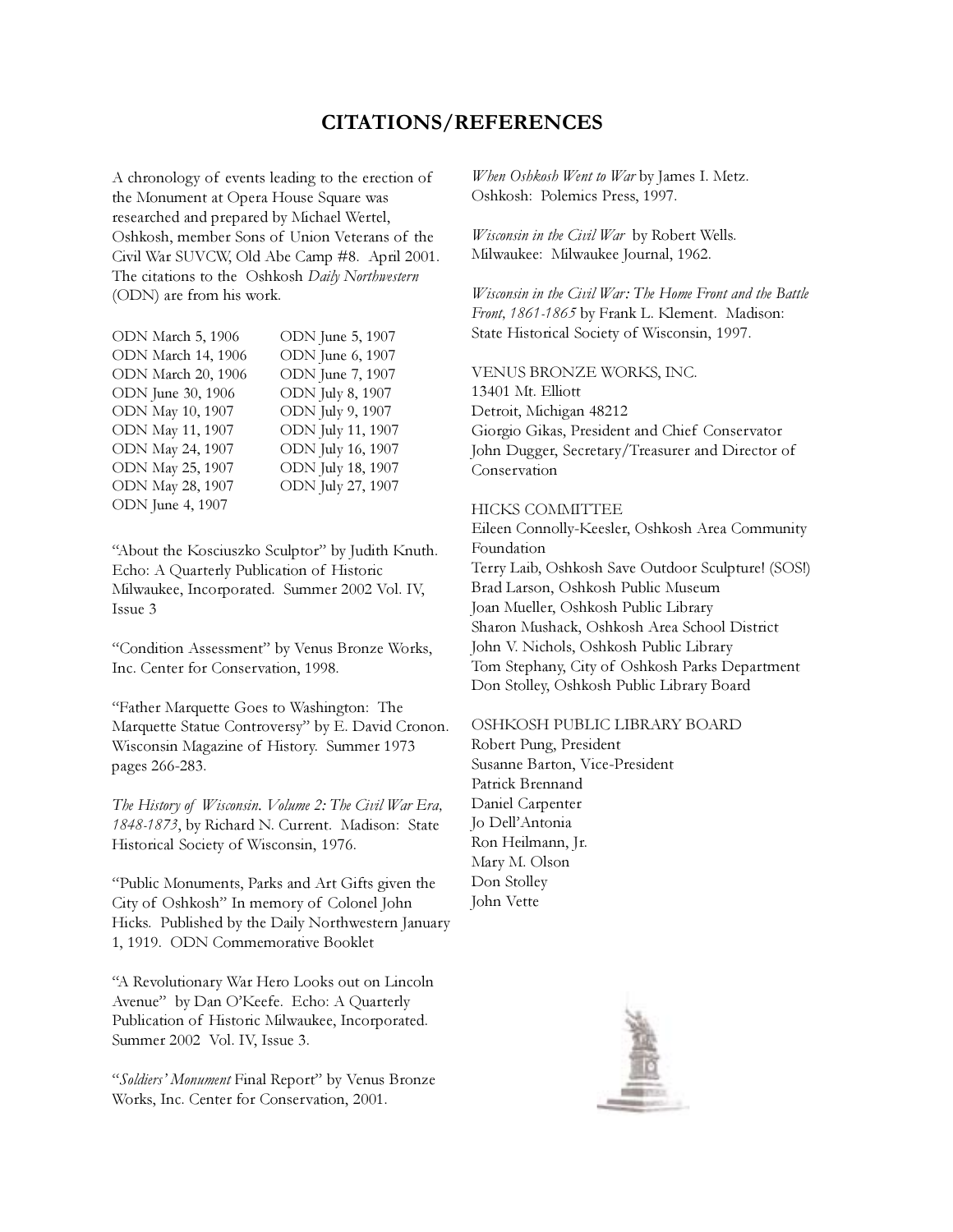# CITATIONS/REFERENCES

A chronology of events leading to the erection of the Monument at Opera House Square was researched and prepared by Michael Wertel, Oshkosh, member Sons of Union Veterans of the Civil War SUVCW, Old Abe Camp #8. April 2001. The citations to the Oshkosh *Daily Northwestern* (ODN) are from his work.

ODN March 5, 1906
ODN March 14, 1906
ODN March 20, 1906
ODN June 30, 1906
ODN May 10, 1907
ODN May 11, 1907
ODN May 24, 1907
ODN May 25, 1907
ODN May 28, 1907
ODN June 4, 1907
ODN June 5, 1907
ODN June 6, 1907
ODN June 7, 1907
ODN July 8, 1907
ODN July 9, 1907
ODN July 11, 1907
ODN July 16, 1907
ODN July 18, 1907
ODN July 27, 1907

"About the Kosciuszko Sculptor" by Judith Knuth. Echo: A Quarterly Publication of Historic Milwaukee, Incorporated. Summer 2002 Vol. IV, Issue 3

"Condition Assessment" by Venus Bronze Works, Inc. Center for Conservation, 1998.

"Father Marquette Goes to Washington: The Marquette Statue Controversy" by E. David Cronon. Wisconsin Magazine of History. Summer 1973 pages 266-283.

*The History of Wisconsin. Volume 2: The Civil War Era, 1848-1873*, by Richard N. Current. Madison: State Historical Society of Wisconsin, 1976.

"Public Monuments, Parks and Art Gifts given the City of Oshkosh" In memory of Colonel John Hicks. Published by the Daily Northwestern January 1, 1919. ODN Commemorative Booklet

"A Revolutionary War Hero Looks out on Lincoln Avenue" by Dan O'Keefe. Echo: A Quarterly Publication of Historic Milwaukee, Incorporated. Summer 2002 Vol. IV, Issue 3.

"*Soldiers' Monument* Final Report" by Venus Bronze Works, Inc. Center for Conservation, 2001.

*When Oshkosh Went to War* by James I. Metz. Oshkosh: Polemics Press, 1997.

*Wisconsin in the Civil War* by Robert Wells. Milwaukee: Milwaukee Journal, 1962.

*Wisconsin in the Civil War: The Home Front and the Battle Front, 1861-1865* by Frank L. Klement. Madison: State Historical Society of Wisconsin, 1997.

VENUS BRONZE WORKS, INC.
13401 Mt. Elliott
Detroit, Michigan 48212
Giorgio Gikas, President and Chief Conservator
John Dugger, Secretary/Treasurer and Director of Conservation

HICKS COMMITTEE
Eileen Connolly-Keesler, Oshkosh Area Community Foundation
Terry Laib, Oshkosh Save Outdoor Sculpture! (SOS!)
Brad Larson, Oshkosh Public Museum
Joan Mueller, Oshkosh Public Library
Sharon Mushack, Oshkosh Area School District
John V. Nichols, Oshkosh Public Library
Tom Stephany, City of Oshkosh Parks Department
Don Stolley, Oshkosh Public Library Board

OSHKOSH PUBLIC LIBRARY BOARD
Robert Pung, President
Susanne Barton, Vice-President
Patrick Brennand
Daniel Carpenter
Jo Dell'Antonia
Ron Heilmann, Jr.
Mary M. Olson
Don Stolley
John Vette